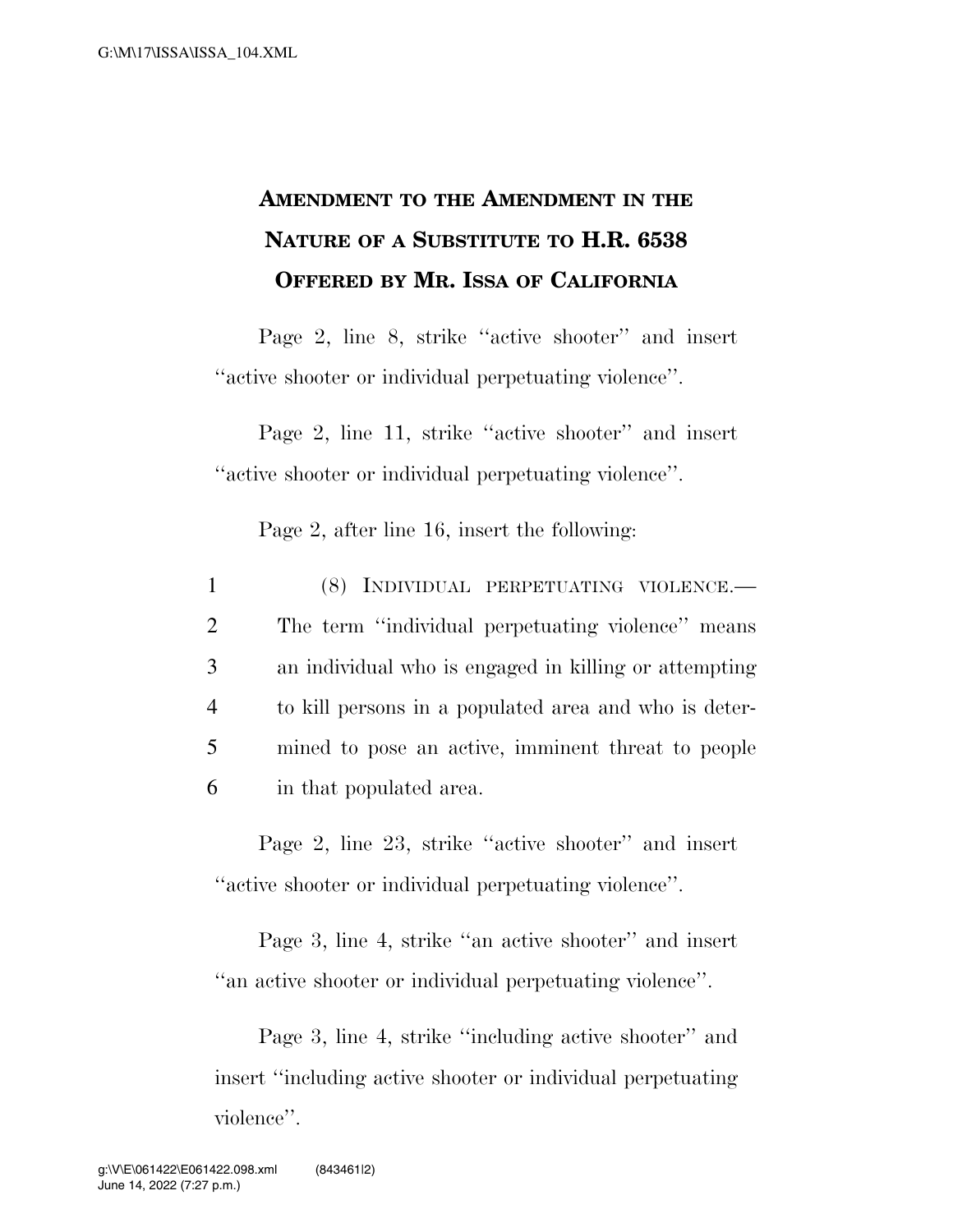# AMENDMENT TO THE AMENDMENT IN THE NATURE OF A SUBSTITUTE TO H.R. 6538 OFFERED BY MR. ISSA OF CALIFORNIA

Page 2, line 8, strike ''active shooter'' and insert ''active shooter or individual perpetuating violence''.

Page 2, line 11, strike ''active shooter'' and insert ''active shooter or individual perpetuating violence''.

Page 2, after line 16, insert the following:

1 (8) INDIVIDUAL PERPETUATING VIOLENCE.—
2 The term ''individual perpetuating violence'' means
3 an individual who is engaged in killing or attempting
4 to kill persons in a populated area and who is deter-
5 mined to pose an active, imminent threat to people
6 in that populated area.

Page 2, line 23, strike ''active shooter'' and insert ''active shooter or individual perpetuating violence''.

Page 3, line 4, strike ''an active shooter'' and insert ''an active shooter or individual perpetuating violence''.

Page 3, line 4, strike ''including active shooter'' and insert ''including active shooter or individual perpetuating violence''.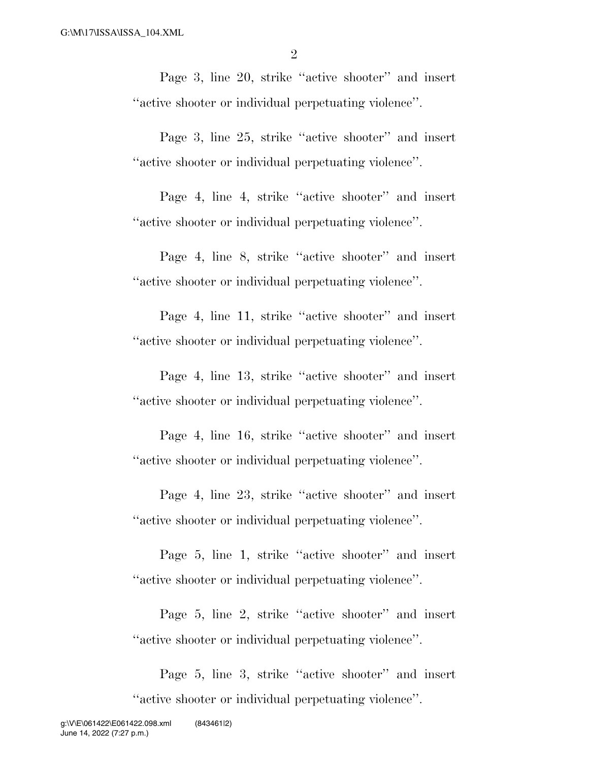Page 3, line 20, strike ''active shooter'' and insert ''active shooter or individual perpetuating violence''.

Page 3, line 25, strike ''active shooter'' and insert ''active shooter or individual perpetuating violence''.

Page 4, line 4, strike ''active shooter'' and insert ''active shooter or individual perpetuating violence''.

Page 4, line 8, strike ''active shooter'' and insert ''active shooter or individual perpetuating violence''.

Page 4, line 11, strike ''active shooter'' and insert ''active shooter or individual perpetuating violence''.

Page 4, line 13, strike ''active shooter'' and insert ''active shooter or individual perpetuating violence''.

Page 4, line 16, strike ''active shooter'' and insert ''active shooter or individual perpetuating violence''.

Page 4, line 23, strike ''active shooter'' and insert ''active shooter or individual perpetuating violence''.

Page 5, line 1, strike ''active shooter'' and insert ''active shooter or individual perpetuating violence''.

Page 5, line 2, strike ''active shooter'' and insert ''active shooter or individual perpetuating violence''.

Page 5, line 3, strike ''active shooter'' and insert ''active shooter or individual perpetuating violence''.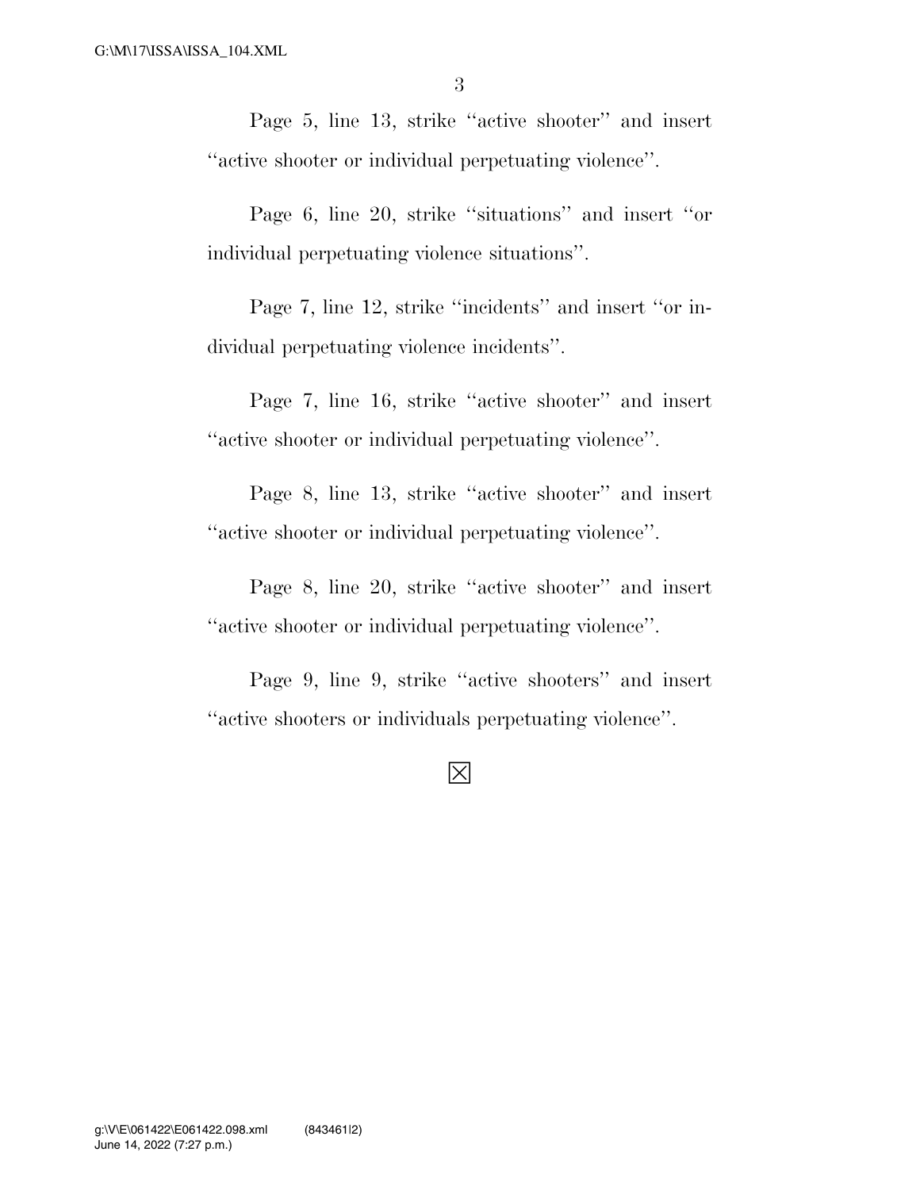Page 5, line 13, strike ''active shooter'' and insert ''active shooter or individual perpetuating violence''.

Page 6, line 20, strike ''situations'' and insert ''or individual perpetuating violence situations''.

Page 7, line 12, strike ''incidents'' and insert ''or individual perpetuating violence incidents''.

Page 7, line 16, strike ''active shooter'' and insert ''active shooter or individual perpetuating violence''.

Page 8, line 13, strike ''active shooter'' and insert ''active shooter or individual perpetuating violence''.

Page 8, line 20, strike ''active shooter'' and insert ''active shooter or individual perpetuating violence''.

Page 9, line 9, strike ''active shooters'' and insert ''active shooters or individuals perpetuating violence''.

☒